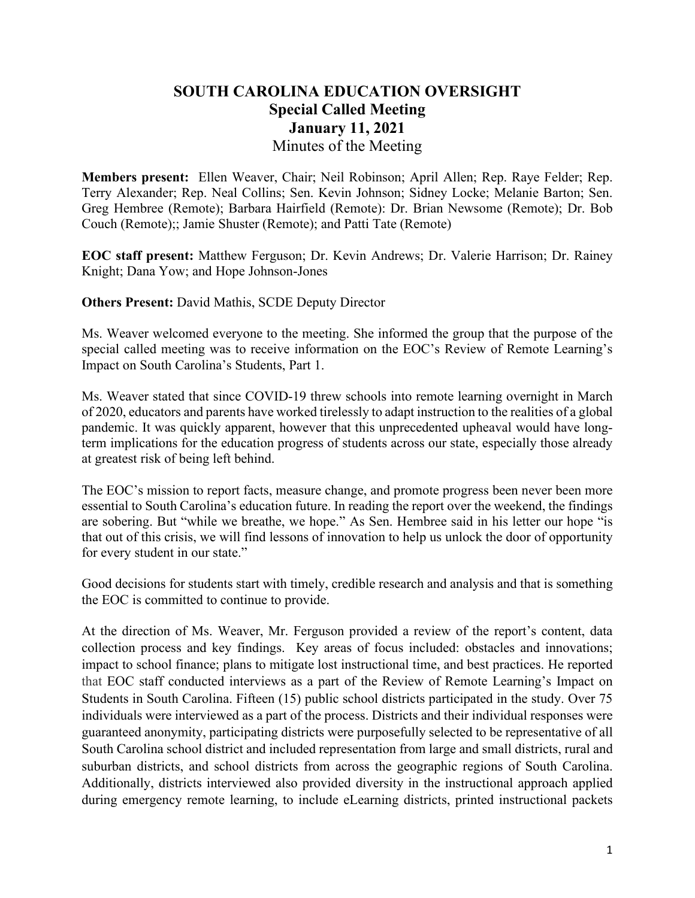# SOUTH CAROLINA EDUCATION OVERSIGHT

## Special Called Meeting

## January 11, 2021

Minutes of the Meeting

**Members present:** Ellen Weaver, Chair; Neil Robinson; April Allen; Rep. Raye Felder; Rep. Terry Alexander; Rep. Neal Collins; Sen. Kevin Johnson; Sidney Locke; Melanie Barton; Sen. Greg Hembree (Remote); Barbara Hairfield (Remote): Dr. Brian Newsome (Remote); Dr. Bob Couch (Remote);; Jamie Shuster (Remote); and Patti Tate (Remote)

**EOC staff present:** Matthew Ferguson; Dr. Kevin Andrews; Dr. Valerie Harrison; Dr. Rainey Knight; Dana Yow; and Hope Johnson-Jones

**Others Present:** David Mathis, SCDE Deputy Director

Ms. Weaver welcomed everyone to the meeting. She informed the group that the purpose of the special called meeting was to receive information on the EOC's Review of Remote Learning's Impact on South Carolina's Students, Part 1.

Ms. Weaver stated that since COVID-19 threw schools into remote learning overnight in March of 2020, educators and parents have worked tirelessly to adapt instruction to the realities of a global pandemic. It was quickly apparent, however that this unprecedented upheaval would have long-term implications for the education progress of students across our state, especially those already at greatest risk of being left behind.

The EOC's mission to report facts, measure change, and promote progress been never been more essential to South Carolina's education future. In reading the report over the weekend, the findings are sobering. But "while we breathe, we hope." As Sen. Hembree said in his letter our hope "is that out of this crisis, we will find lessons of innovation to help us unlock the door of opportunity for every student in our state."

Good decisions for students start with timely, credible research and analysis and that is something the EOC is committed to continue to provide.

At the direction of Ms. Weaver, Mr. Ferguson provided a review of the report's content, data collection process and key findings. Key areas of focus included: obstacles and innovations; impact to school finance; plans to mitigate lost instructional time, and best practices. He reported that EOC staff conducted interviews as a part of the Review of Remote Learning's Impact on Students in South Carolina. Fifteen (15) public school districts participated in the study. Over 75 individuals were interviewed as a part of the process. Districts and their individual responses were guaranteed anonymity, participating districts were purposefully selected to be representative of all South Carolina school district and included representation from large and small districts, rural and suburban districts, and school districts from across the geographic regions of South Carolina. Additionally, districts interviewed also provided diversity in the instructional approach applied during emergency remote learning, to include eLearning districts, printed instructional packets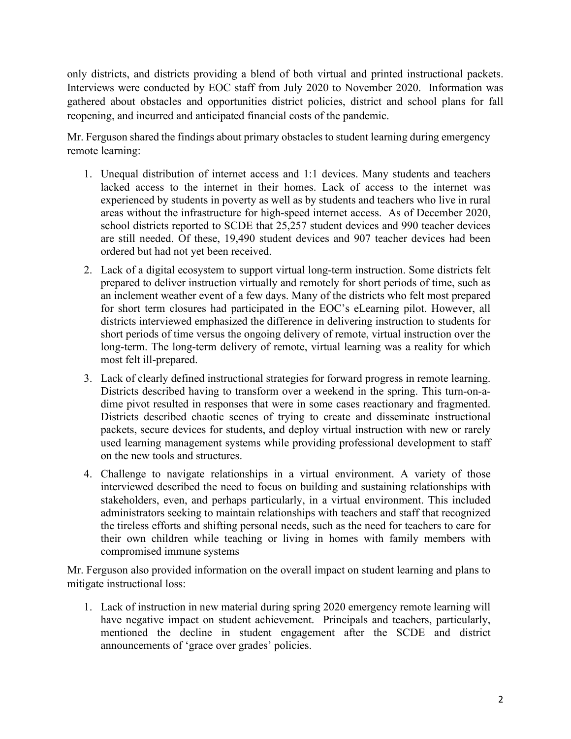only districts, and districts providing a blend of both virtual and printed instructional packets. Interviews were conducted by EOC staff from July 2020 to November 2020. Information was gathered about obstacles and opportunities district policies, district and school plans for fall reopening, and incurred and anticipated financial costs of the pandemic.

Mr. Ferguson shared the findings about primary obstacles to student learning during emergency remote learning:

1. Unequal distribution of internet access and 1:1 devices. Many students and teachers lacked access to the internet in their homes. Lack of access to the internet was experienced by students in poverty as well as by students and teachers who live in rural areas without the infrastructure for high-speed internet access. As of December 2020, school districts reported to SCDE that 25,257 student devices and 990 teacher devices are still needed. Of these, 19,490 student devices and 907 teacher devices had been ordered but had not yet been received.
2. Lack of a digital ecosystem to support virtual long-term instruction. Some districts felt prepared to deliver instruction virtually and remotely for short periods of time, such as an inclement weather event of a few days. Many of the districts who felt most prepared for short term closures had participated in the EOC's eLearning pilot. However, all districts interviewed emphasized the difference in delivering instruction to students for short periods of time versus the ongoing delivery of remote, virtual instruction over the long-term. The long-term delivery of remote, virtual learning was a reality for which most felt ill-prepared.
3. Lack of clearly defined instructional strategies for forward progress in remote learning. Districts described having to transform over a weekend in the spring. This turn-on-a-dime pivot resulted in responses that were in some cases reactionary and fragmented. Districts described chaotic scenes of trying to create and disseminate instructional packets, secure devices for students, and deploy virtual instruction with new or rarely used learning management systems while providing professional development to staff on the new tools and structures.
4. Challenge to navigate relationships in a virtual environment. A variety of those interviewed described the need to focus on building and sustaining relationships with stakeholders, even, and perhaps particularly, in a virtual environment. This included administrators seeking to maintain relationships with teachers and staff that recognized the tireless efforts and shifting personal needs, such as the need for teachers to care for their own children while teaching or living in homes with family members with compromised immune systems

Mr. Ferguson also provided information on the overall impact on student learning and plans to mitigate instructional loss:

1. Lack of instruction in new material during spring 2020 emergency remote learning will have negative impact on student achievement. Principals and teachers, particularly, mentioned the decline in student engagement after the SCDE and district announcements of 'grace over grades' policies.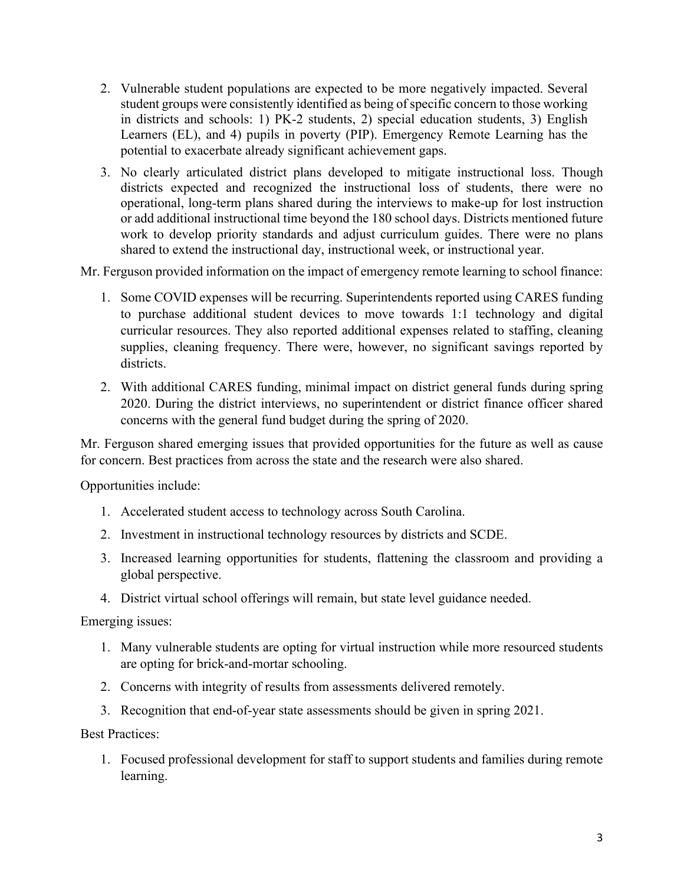2. Vulnerable student populations are expected to be more negatively impacted. Several student groups were consistently identified as being of specific concern to those working in districts and schools: 1) PK-2 students, 2) special education students, 3) English Learners (EL), and 4) pupils in poverty (PIP). Emergency Remote Learning has the potential to exacerbate already significant achievement gaps.
3. No clearly articulated district plans developed to mitigate instructional loss. Though districts expected and recognized the instructional loss of students, there were no operational, long-term plans shared during the interviews to make-up for lost instruction or add additional instructional time beyond the 180 school days. Districts mentioned future work to develop priority standards and adjust curriculum guides. There were no plans shared to extend the instructional day, instructional week, or instructional year.

Mr. Ferguson provided information on the impact of emergency remote learning to school finance:

1. Some COVID expenses will be recurring. Superintendents reported using CARES funding to purchase additional student devices to move towards 1:1 technology and digital curricular resources. They also reported additional expenses related to staffing, cleaning supplies, cleaning frequency. There were, however, no significant savings reported by districts.
2. With additional CARES funding, minimal impact on district general funds during spring 2020. During the district interviews, no superintendent or district finance officer shared concerns with the general fund budget during the spring of 2020.

Mr. Ferguson shared emerging issues that provided opportunities for the future as well as cause for concern. Best practices from across the state and the research were also shared.

Opportunities include:

1. Accelerated student access to technology across South Carolina.
2. Investment in instructional technology resources by districts and SCDE.
3. Increased learning opportunities for students, flattening the classroom and providing a global perspective.
4. District virtual school offerings will remain, but state level guidance needed.

Emerging issues:

1. Many vulnerable students are opting for virtual instruction while more resourced students are opting for brick-and-mortar schooling.
2. Concerns with integrity of results from assessments delivered remotely.
3. Recognition that end-of-year state assessments should be given in spring 2021.

Best Practices:

1. Focused professional development for staff to support students and families during remote learning.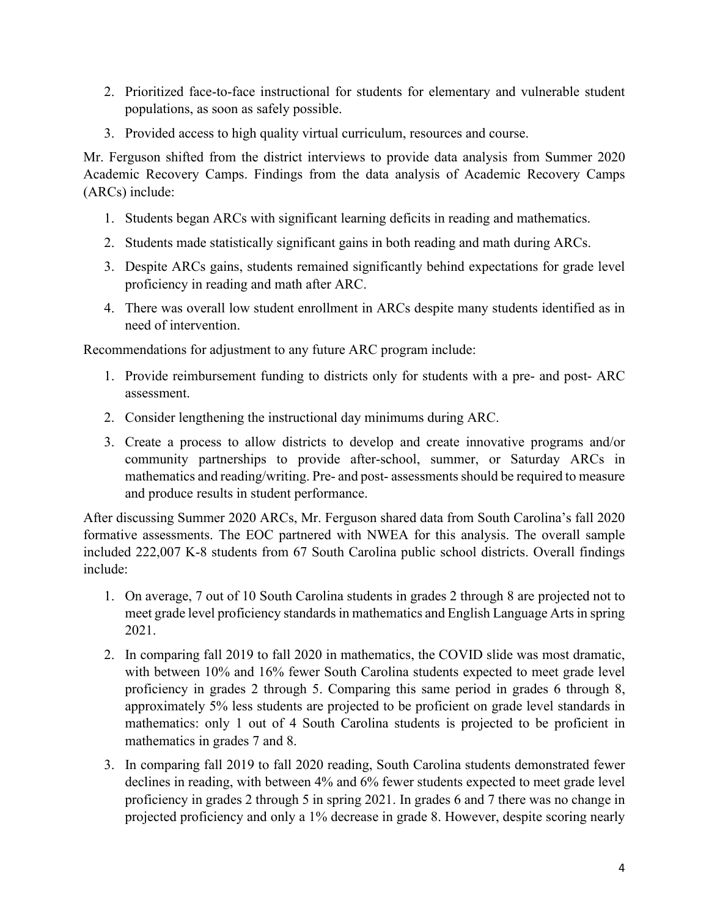2. Prioritized face-to-face instructional for students for elementary and vulnerable student populations, as soon as safely possible.
3. Provided access to high quality virtual curriculum, resources and course.

Mr. Ferguson shifted from the district interviews to provide data analysis from Summer 2020 Academic Recovery Camps. Findings from the data analysis of Academic Recovery Camps (ARCs) include:

1. Students began ARCs with significant learning deficits in reading and mathematics.
2. Students made statistically significant gains in both reading and math during ARCs.
3. Despite ARCs gains, students remained significantly behind expectations for grade level proficiency in reading and math after ARC.
4. There was overall low student enrollment in ARCs despite many students identified as in need of intervention.

Recommendations for adjustment to any future ARC program include:

1. Provide reimbursement funding to districts only for students with a pre- and post- ARC assessment.
2. Consider lengthening the instructional day minimums during ARC.
3. Create a process to allow districts to develop and create innovative programs and/or community partnerships to provide after-school, summer, or Saturday ARCs in mathematics and reading/writing. Pre- and post- assessments should be required to measure and produce results in student performance.

After discussing Summer 2020 ARCs, Mr. Ferguson shared data from South Carolina's fall 2020 formative assessments. The EOC partnered with NWEA for this analysis. The overall sample included 222,007 K-8 students from 67 South Carolina public school districts. Overall findings include:

1. On average, 7 out of 10 South Carolina students in grades 2 through 8 are projected not to meet grade level proficiency standards in mathematics and English Language Arts in spring 2021.
2. In comparing fall 2019 to fall 2020 in mathematics, the COVID slide was most dramatic, with between 10% and 16% fewer South Carolina students expected to meet grade level proficiency in grades 2 through 5. Comparing this same period in grades 6 through 8, approximately 5% less students are projected to be proficient on grade level standards in mathematics: only 1 out of 4 South Carolina students is projected to be proficient in mathematics in grades 7 and 8.
3. In comparing fall 2019 to fall 2020 reading, South Carolina students demonstrated fewer declines in reading, with between 4% and 6% fewer students expected to meet grade level proficiency in grades 2 through 5 in spring 2021. In grades 6 and 7 there was no change in projected proficiency and only a 1% decrease in grade 8. However, despite scoring nearly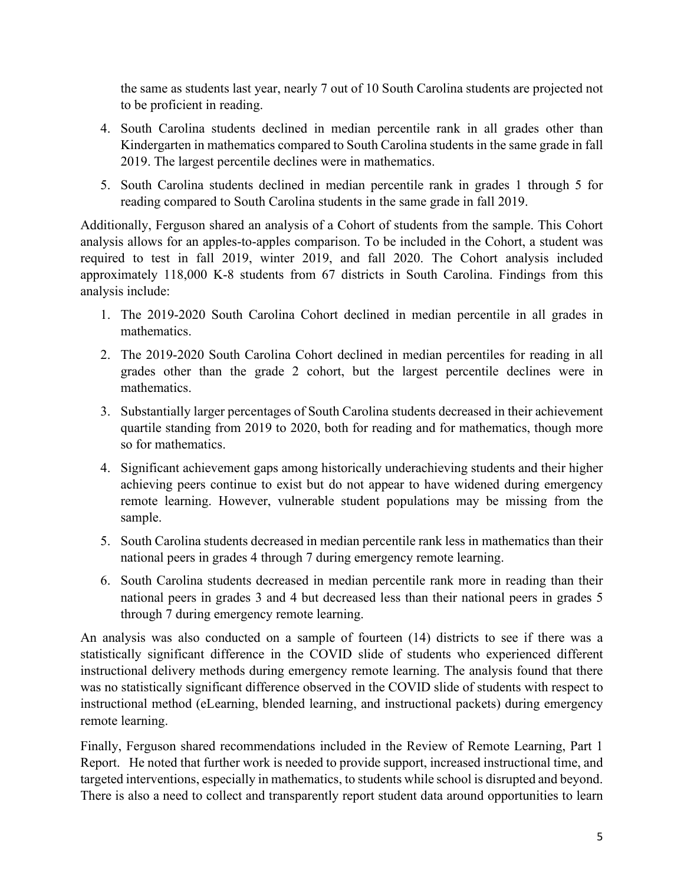the same as students last year, nearly 7 out of 10 South Carolina students are projected not to be proficient in reading.

4. South Carolina students declined in median percentile rank in all grades other than Kindergarten in mathematics compared to South Carolina students in the same grade in fall 2019. The largest percentile declines were in mathematics.
5. South Carolina students declined in median percentile rank in grades 1 through 5 for reading compared to South Carolina students in the same grade in fall 2019.

Additionally, Ferguson shared an analysis of a Cohort of students from the sample. This Cohort analysis allows for an apples-to-apples comparison. To be included in the Cohort, a student was required to test in fall 2019, winter 2019, and fall 2020. The Cohort analysis included approximately 118,000 K-8 students from 67 districts in South Carolina. Findings from this analysis include:

1. The 2019-2020 South Carolina Cohort declined in median percentile in all grades in mathematics.
2. The 2019-2020 South Carolina Cohort declined in median percentiles for reading in all grades other than the grade 2 cohort, but the largest percentile declines were in mathematics.
3. Substantially larger percentages of South Carolina students decreased in their achievement quartile standing from 2019 to 2020, both for reading and for mathematics, though more so for mathematics.
4. Significant achievement gaps among historically underachieving students and their higher achieving peers continue to exist but do not appear to have widened during emergency remote learning. However, vulnerable student populations may be missing from the sample.
5. South Carolina students decreased in median percentile rank less in mathematics than their national peers in grades 4 through 7 during emergency remote learning.
6. South Carolina students decreased in median percentile rank more in reading than their national peers in grades 3 and 4 but decreased less than their national peers in grades 5 through 7 during emergency remote learning.

An analysis was also conducted on a sample of fourteen (14) districts to see if there was a statistically significant difference in the COVID slide of students who experienced different instructional delivery methods during emergency remote learning. The analysis found that there was no statistically significant difference observed in the COVID slide of students with respect to instructional method (eLearning, blended learning, and instructional packets) during emergency remote learning.

Finally, Ferguson shared recommendations included in the Review of Remote Learning, Part 1 Report. He noted that further work is needed to provide support, increased instructional time, and targeted interventions, especially in mathematics, to students while school is disrupted and beyond. There is also a need to collect and transparently report student data around opportunities to learn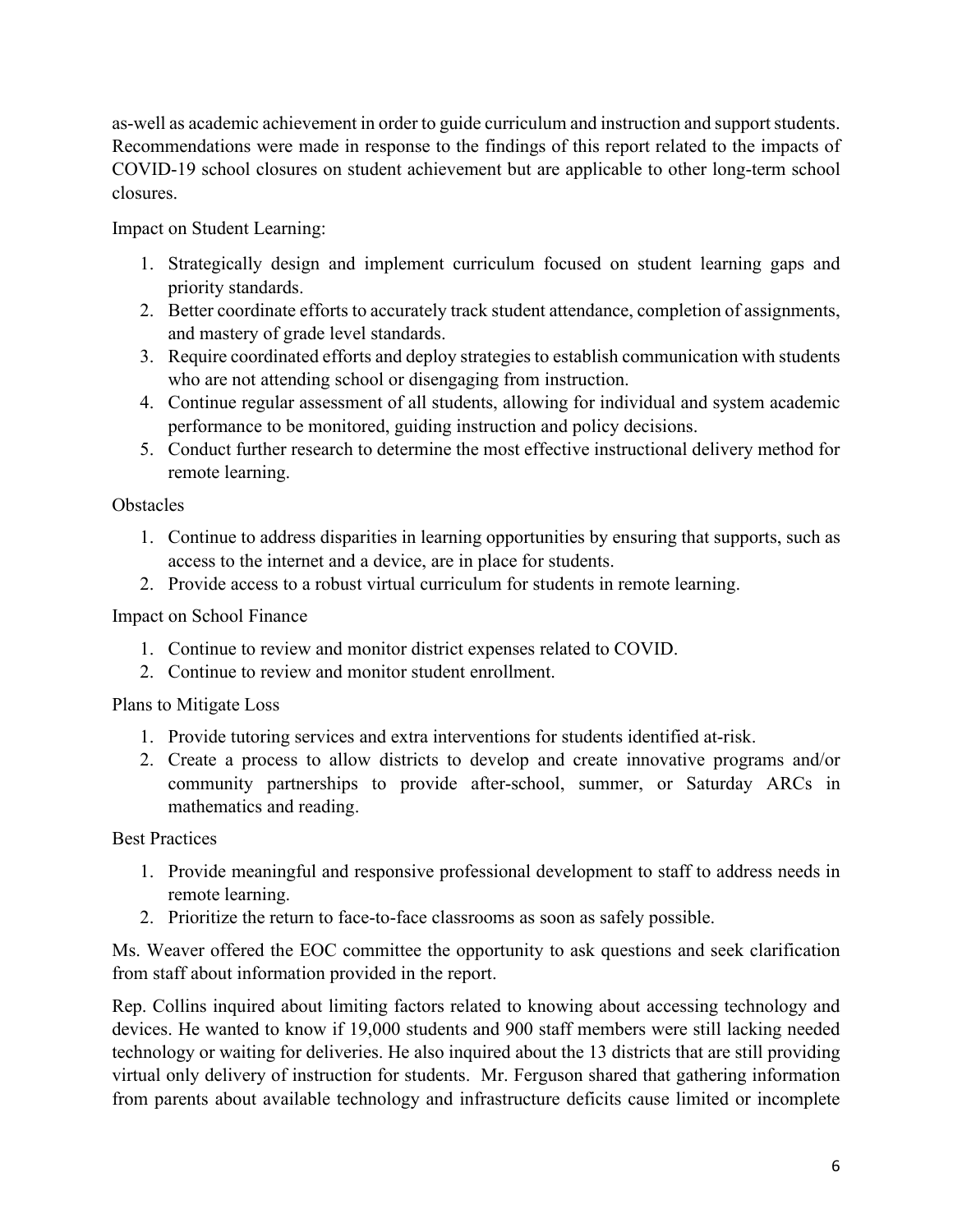as-well as academic achievement in order to guide curriculum and instruction and support students. Recommendations were made in response to the findings of this report related to the impacts of COVID-19 school closures on student achievement but are applicable to other long-term school closures.

Impact on Student Learning:

1. Strategically design and implement curriculum focused on student learning gaps and priority standards.
2. Better coordinate efforts to accurately track student attendance, completion of assignments, and mastery of grade level standards.
3. Require coordinated efforts and deploy strategies to establish communication with students who are not attending school or disengaging from instruction.
4. Continue regular assessment of all students, allowing for individual and system academic performance to be monitored, guiding instruction and policy decisions.
5. Conduct further research to determine the most effective instructional delivery method for remote learning.

Obstacles

1. Continue to address disparities in learning opportunities by ensuring that supports, such as access to the internet and a device, are in place for students.
2. Provide access to a robust virtual curriculum for students in remote learning.

Impact on School Finance

1. Continue to review and monitor district expenses related to COVID.
2. Continue to review and monitor student enrollment.

Plans to Mitigate Loss

1. Provide tutoring services and extra interventions for students identified at-risk.
2. Create a process to allow districts to develop and create innovative programs and/or community partnerships to provide after-school, summer, or Saturday ARCs in mathematics and reading.

Best Practices

1. Provide meaningful and responsive professional development to staff to address needs in remote learning.
2. Prioritize the return to face-to-face classrooms as soon as safely possible.

Ms. Weaver offered the EOC committee the opportunity to ask questions and seek clarification from staff about information provided in the report.

Rep. Collins inquired about limiting factors related to knowing about accessing technology and devices. He wanted to know if 19,000 students and 900 staff members were still lacking needed technology or waiting for deliveries. He also inquired about the 13 districts that are still providing virtual only delivery of instruction for students. Mr. Ferguson shared that gathering information from parents about available technology and infrastructure deficits cause limited or incomplete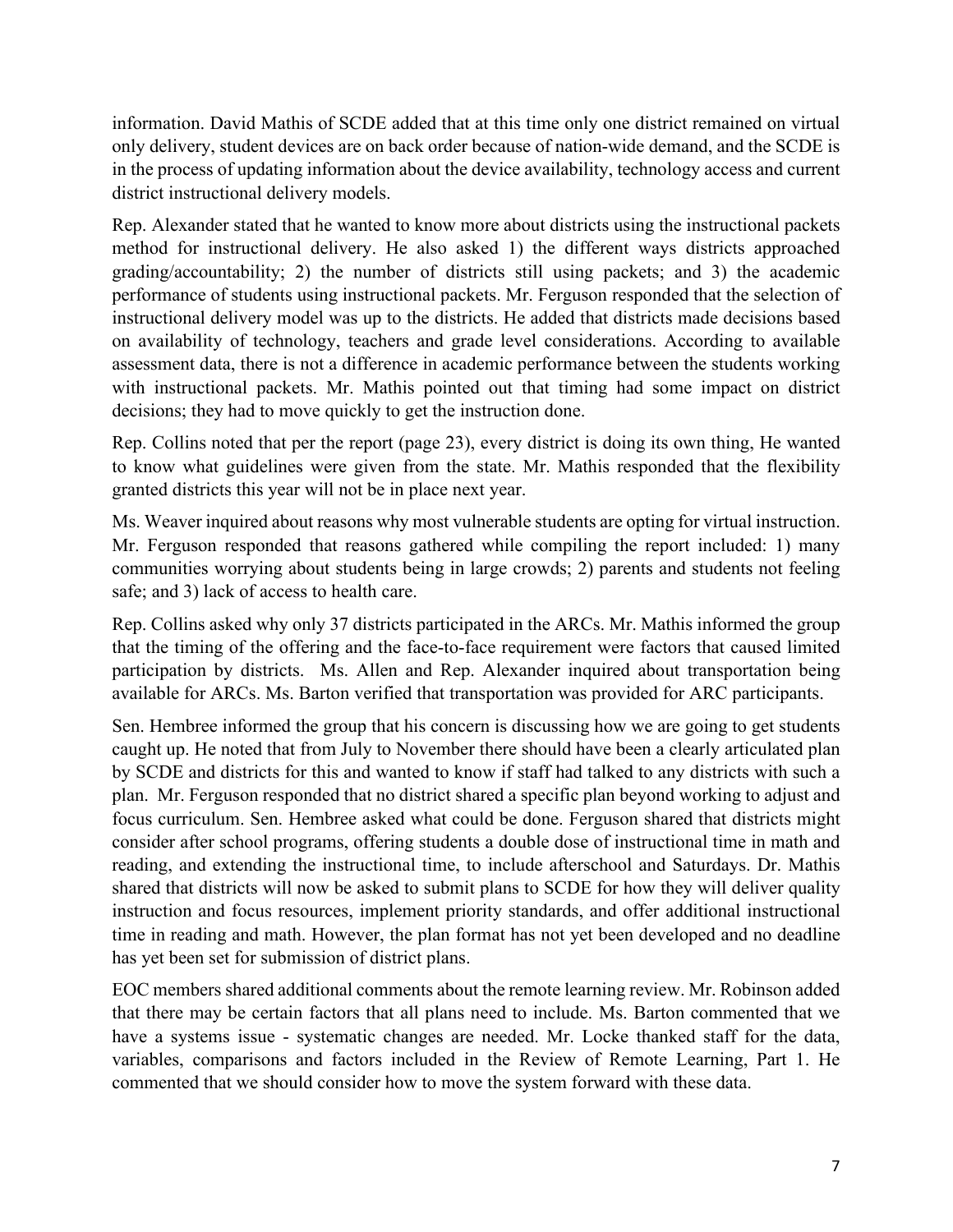information. David Mathis of SCDE added that at this time only one district remained on virtual only delivery, student devices are on back order because of nation-wide demand, and the SCDE is in the process of updating information about the device availability, technology access and current district instructional delivery models.

Rep. Alexander stated that he wanted to know more about districts using the instructional packets method for instructional delivery. He also asked 1) the different ways districts approached grading/accountability; 2) the number of districts still using packets; and 3) the academic performance of students using instructional packets. Mr. Ferguson responded that the selection of instructional delivery model was up to the districts. He added that districts made decisions based on availability of technology, teachers and grade level considerations. According to available assessment data, there is not a difference in academic performance between the students working with instructional packets. Mr. Mathis pointed out that timing had some impact on district decisions; they had to move quickly to get the instruction done.

Rep. Collins noted that per the report (page 23), every district is doing its own thing, He wanted to know what guidelines were given from the state. Mr. Mathis responded that the flexibility granted districts this year will not be in place next year.

Ms. Weaver inquired about reasons why most vulnerable students are opting for virtual instruction. Mr. Ferguson responded that reasons gathered while compiling the report included: 1) many communities worrying about students being in large crowds; 2) parents and students not feeling safe; and 3) lack of access to health care.

Rep. Collins asked why only 37 districts participated in the ARCs. Mr. Mathis informed the group that the timing of the offering and the face-to-face requirement were factors that caused limited participation by districts. Ms. Allen and Rep. Alexander inquired about transportation being available for ARCs. Ms. Barton verified that transportation was provided for ARC participants.

Sen. Hembree informed the group that his concern is discussing how we are going to get students caught up. He noted that from July to November there should have been a clearly articulated plan by SCDE and districts for this and wanted to know if staff had talked to any districts with such a plan. Mr. Ferguson responded that no district shared a specific plan beyond working to adjust and focus curriculum. Sen. Hembree asked what could be done. Ferguson shared that districts might consider after school programs, offering students a double dose of instructional time in math and reading, and extending the instructional time, to include afterschool and Saturdays. Dr. Mathis shared that districts will now be asked to submit plans to SCDE for how they will deliver quality instruction and focus resources, implement priority standards, and offer additional instructional time in reading and math. However, the plan format has not yet been developed and no deadline has yet been set for submission of district plans.

EOC members shared additional comments about the remote learning review. Mr. Robinson added that there may be certain factors that all plans need to include. Ms. Barton commented that we have a systems issue - systematic changes are needed. Mr. Locke thanked staff for the data, variables, comparisons and factors included in the Review of Remote Learning, Part 1. He commented that we should consider how to move the system forward with these data.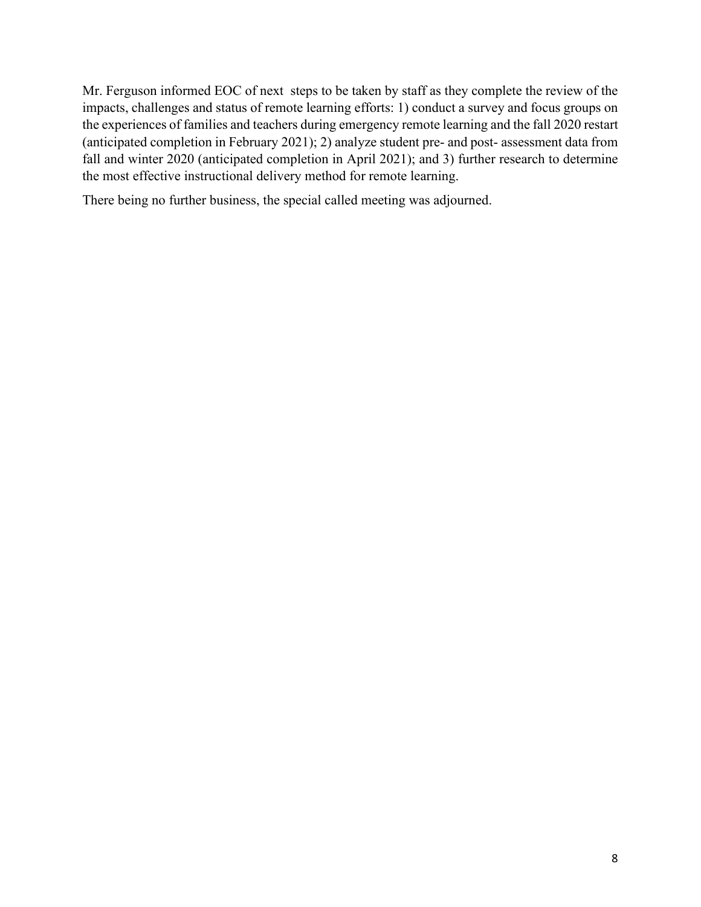Mr. Ferguson informed EOC of next steps to be taken by staff as they complete the review of the impacts, challenges and status of remote learning efforts: 1) conduct a survey and focus groups on the experiences of families and teachers during emergency remote learning and the fall 2020 restart (anticipated completion in February 2021); 2) analyze student pre- and post- assessment data from fall and winter 2020 (anticipated completion in April 2021); and 3) further research to determine the most effective instructional delivery method for remote learning.

There being no further business, the special called meeting was adjourned.